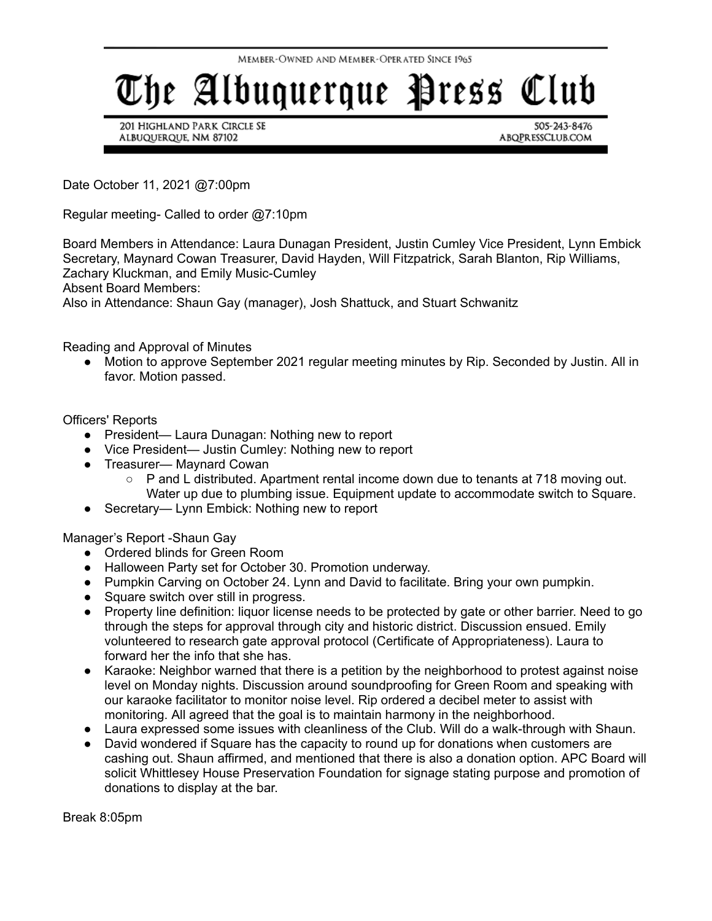MEMBER-OWNED AND MEMBER-OPERATED SINCE 1965

# The Albuquerque Press Club

201 HIGHLAND PARK CIRCLE SE
ALBUQUERQUE, NM 87102

505-243-8476
ABQPRESSCLUB.COM

Date October 11, 2021 @7:00pm

Regular meeting- Called to order @7:10pm

Board Members in Attendance: Laura Dunagan President, Justin Cumley Vice President, Lynn Embick Secretary, Maynard Cowan Treasurer, David Hayden, Will Fitzpatrick, Sarah Blanton, Rip Williams, Zachary Kluckman, and Emily Music-Cumley
Absent Board Members:
Also in Attendance: Shaun Gay (manager), Josh Shattuck, and Stuart Schwanitz

Reading and Approval of Minutes

- Motion to approve September 2021 regular meeting minutes by Rip. Seconded by Justin. All in favor. Motion passed.

Officers' Reports

- President— Laura Dunagan: Nothing new to report
- Vice President— Justin Cumley: Nothing new to report
- Treasurer— Maynard Cowan
    - P and L distributed. Apartment rental income down due to tenants at 718 moving out. Water up due to plumbing issue. Equipment update to accommodate switch to Square.
- Secretary— Lynn Embick: Nothing new to report

Manager's Report -Shaun Gay

- Ordered blinds for Green Room
- Halloween Party set for October 30. Promotion underway.
- Pumpkin Carving on October 24. Lynn and David to facilitate. Bring your own pumpkin.
- Square switch over still in progress.
- Property line definition: liquor license needs to be protected by gate or other barrier. Need to go through the steps for approval through city and historic district. Discussion ensued. Emily volunteered to research gate approval protocol (Certificate of Appropriateness). Laura to forward her the info that she has.
- Karaoke: Neighbor warned that there is a petition by the neighborhood to protest against noise level on Monday nights. Discussion around soundproofing for Green Room and speaking with our karaoke facilitator to monitor noise level. Rip ordered a decibel meter to assist with monitoring. All agreed that the goal is to maintain harmony in the neighborhood.
- Laura expressed some issues with cleanliness of the Club. Will do a walk-through with Shaun.
- David wondered if Square has the capacity to round up for donations when customers are cashing out. Shaun affirmed, and mentioned that there is also a donation option. APC Board will solicit Whittlesey House Preservation Foundation for signage stating purpose and promotion of donations to display at the bar.

Break 8:05pm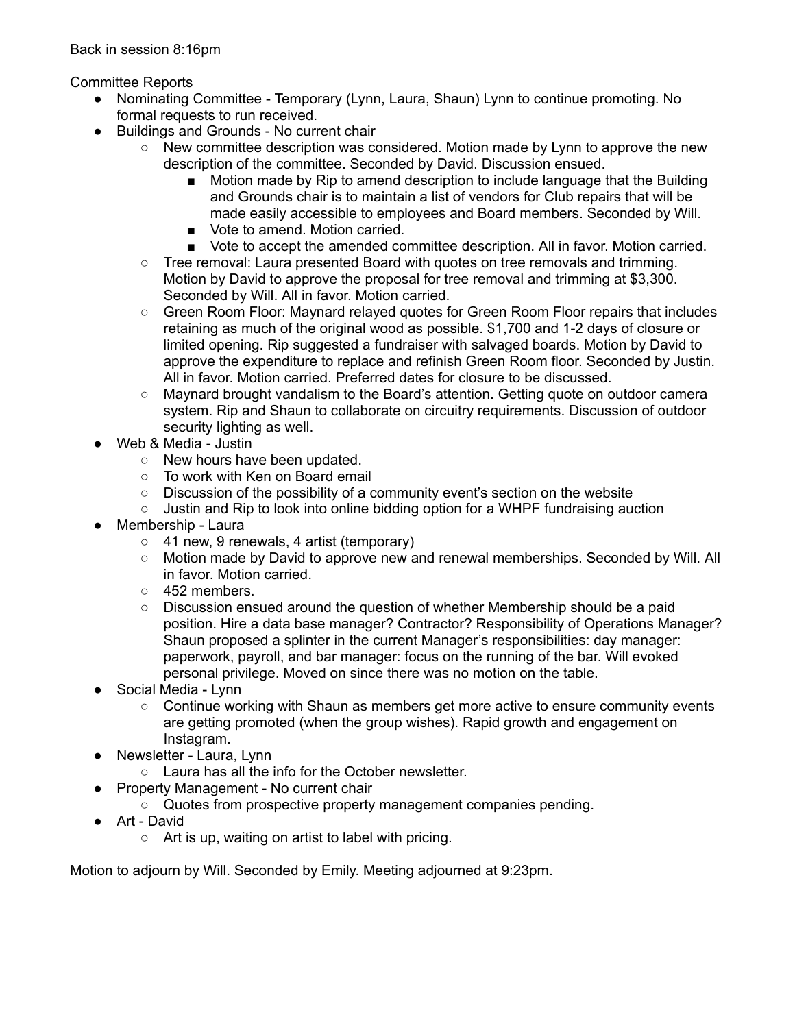Back in session 8:16pm

Committee Reports

- Nominating Committee - Temporary (Lynn, Laura, Shaun) Lynn to continue promoting. No formal requests to run received.
- Buildings and Grounds - No current chair
  - New committee description was considered. Motion made by Lynn to approve the new description of the committee. Seconded by David. Discussion ensued.
    - Motion made by Rip to amend description to include language that the Building and Grounds chair is to maintain a list of vendors for Club repairs that will be made easily accessible to employees and Board members. Seconded by Will.
    - Vote to amend. Motion carried.
    - Vote to accept the amended committee description. All in favor. Motion carried.
  - Tree removal: Laura presented Board with quotes on tree removals and trimming. Motion by David to approve the proposal for tree removal and trimming at $3,300. Seconded by Will. All in favor. Motion carried.
  - Green Room Floor: Maynard relayed quotes for Green Room Floor repairs that includes retaining as much of the original wood as possible. $1,700 and 1-2 days of closure or limited opening. Rip suggested a fundraiser with salvaged boards. Motion by David to approve the expenditure to replace and refinish Green Room floor. Seconded by Justin. All in favor. Motion carried. Preferred dates for closure to be discussed.
  - Maynard brought vandalism to the Board's attention. Getting quote on outdoor camera system. Rip and Shaun to collaborate on circuitry requirements. Discussion of outdoor security lighting as well.
- Web & Media - Justin
  - New hours have been updated.
  - To work with Ken on Board email
  - Discussion of the possibility of a community event's section on the website
  - Justin and Rip to look into online bidding option for a WHPF fundraising auction
- Membership - Laura
  - 41 new, 9 renewals, 4 artist (temporary)
  - Motion made by David to approve new and renewal memberships. Seconded by Will. All in favor. Motion carried.
  - 452 members.
  - Discussion ensued around the question of whether Membership should be a paid position. Hire a data base manager? Contractor? Responsibility of Operations Manager? Shaun proposed a splinter in the current Manager's responsibilities: day manager: paperwork, payroll, and bar manager: focus on the running of the bar. Will evoked personal privilege. Moved on since there was no motion on the table.
- Social Media - Lynn
  - Continue working with Shaun as members get more active to ensure community events are getting promoted (when the group wishes). Rapid growth and engagement on Instagram.
- Newsletter - Laura, Lynn
  - Laura has all the info for the October newsletter.
- Property Management - No current chair
  - Quotes from prospective property management companies pending.
- Art - David
  - Art is up, waiting on artist to label with pricing.

Motion to adjourn by Will. Seconded by Emily. Meeting adjourned at 9:23pm.